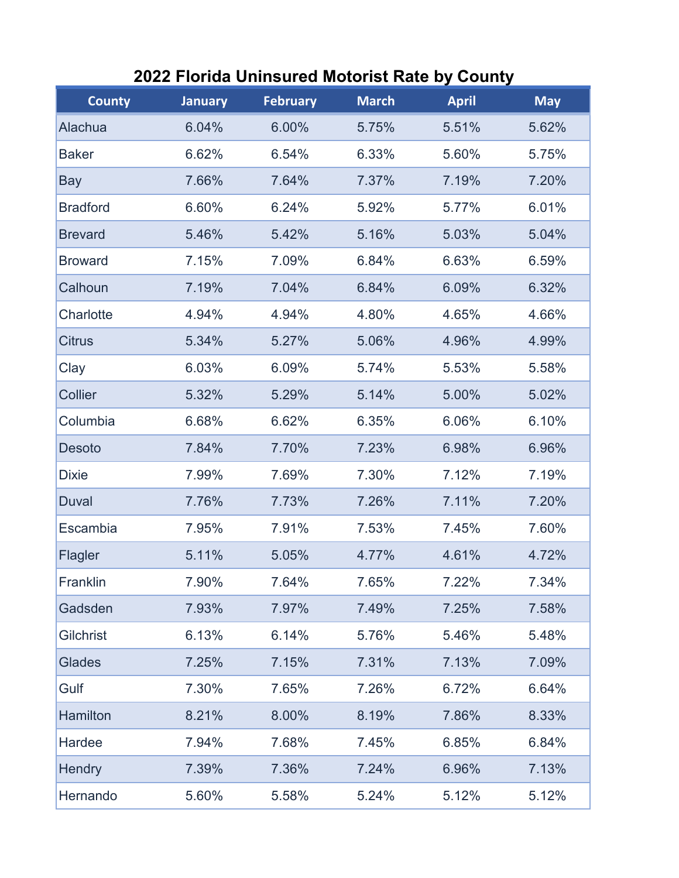# 2022 Florida Uninsured Motorist Rate by County

| County | January | February | March | April | May |
|---|---|---|---|---|---|
| Alachua | 6.04% | 6.00% | 5.75% | 5.51% | 5.62% |
| Baker | 6.62% | 6.54% | 6.33% | 5.60% | 5.75% |
| Bay | 7.66% | 7.64% | 7.37% | 7.19% | 7.20% |
| Bradford | 6.60% | 6.24% | 5.92% | 5.77% | 6.01% |
| Brevard | 5.46% | 5.42% | 5.16% | 5.03% | 5.04% |
| Broward | 7.15% | 7.09% | 6.84% | 6.63% | 6.59% |
| Calhoun | 7.19% | 7.04% | 6.84% | 6.09% | 6.32% |
| Charlotte | 4.94% | 4.94% | 4.80% | 4.65% | 4.66% |
| Citrus | 5.34% | 5.27% | 5.06% | 4.96% | 4.99% |
| Clay | 6.03% | 6.09% | 5.74% | 5.53% | 5.58% |
| Collier | 5.32% | 5.29% | 5.14% | 5.00% | 5.02% |
| Columbia | 6.68% | 6.62% | 6.35% | 6.06% | 6.10% |
| Desoto | 7.84% | 7.70% | 7.23% | 6.98% | 6.96% |
| Dixie | 7.99% | 7.69% | 7.30% | 7.12% | 7.19% |
| Duval | 7.76% | 7.73% | 7.26% | 7.11% | 7.20% |
| Escambia | 7.95% | 7.91% | 7.53% | 7.45% | 7.60% |
| Flagler | 5.11% | 5.05% | 4.77% | 4.61% | 4.72% |
| Franklin | 7.90% | 7.64% | 7.65% | 7.22% | 7.34% |
| Gadsden | 7.93% | 7.97% | 7.49% | 7.25% | 7.58% |
| Gilchrist | 6.13% | 6.14% | 5.76% | 5.46% | 5.48% |
| Glades | 7.25% | 7.15% | 7.31% | 7.13% | 7.09% |
| Gulf | 7.30% | 7.65% | 7.26% | 6.72% | 6.64% |
| Hamilton | 8.21% | 8.00% | 8.19% | 7.86% | 8.33% |
| Hardee | 7.94% | 7.68% | 7.45% | 6.85% | 6.84% |
| Hendry | 7.39% | 7.36% | 7.24% | 6.96% | 7.13% |
| Hernando | 5.60% | 5.58% | 5.24% | 5.12% | 5.12% |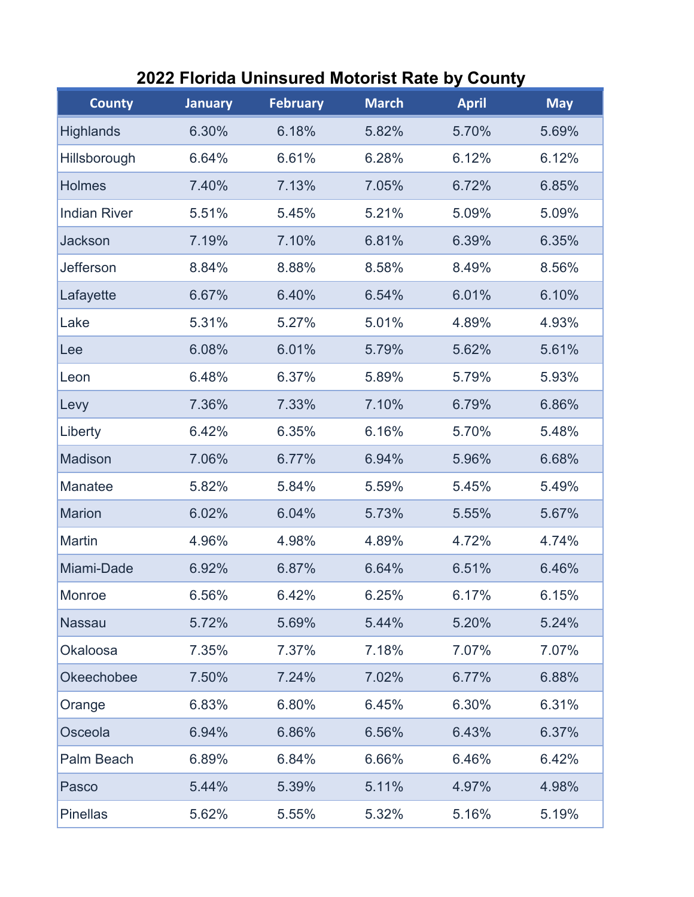# 2022 Florida Uninsured Motorist Rate by County

| County | January | February | March | April | May |
|---|---|---|---|---|---|
| Highlands | 6.30% | 6.18% | 5.82% | 5.70% | 5.69% |
| Hillsborough | 6.64% | 6.61% | 6.28% | 6.12% | 6.12% |
| Holmes | 7.40% | 7.13% | 7.05% | 6.72% | 6.85% |
| Indian River | 5.51% | 5.45% | 5.21% | 5.09% | 5.09% |
| Jackson | 7.19% | 7.10% | 6.81% | 6.39% | 6.35% |
| Jefferson | 8.84% | 8.88% | 8.58% | 8.49% | 8.56% |
| Lafayette | 6.67% | 6.40% | 6.54% | 6.01% | 6.10% |
| Lake | 5.31% | 5.27% | 5.01% | 4.89% | 4.93% |
| Lee | 6.08% | 6.01% | 5.79% | 5.62% | 5.61% |
| Leon | 6.48% | 6.37% | 5.89% | 5.79% | 5.93% |
| Levy | 7.36% | 7.33% | 7.10% | 6.79% | 6.86% |
| Liberty | 6.42% | 6.35% | 6.16% | 5.70% | 5.48% |
| Madison | 7.06% | 6.77% | 6.94% | 5.96% | 6.68% |
| Manatee | 5.82% | 5.84% | 5.59% | 5.45% | 5.49% |
| Marion | 6.02% | 6.04% | 5.73% | 5.55% | 5.67% |
| Martin | 4.96% | 4.98% | 4.89% | 4.72% | 4.74% |
| Miami-Dade | 6.92% | 6.87% | 6.64% | 6.51% | 6.46% |
| Monroe | 6.56% | 6.42% | 6.25% | 6.17% | 6.15% |
| Nassau | 5.72% | 5.69% | 5.44% | 5.20% | 5.24% |
| Okaloosa | 7.35% | 7.37% | 7.18% | 7.07% | 7.07% |
| Okeechobee | 7.50% | 7.24% | 7.02% | 6.77% | 6.88% |
| Orange | 6.83% | 6.80% | 6.45% | 6.30% | 6.31% |
| Osceola | 6.94% | 6.86% | 6.56% | 6.43% | 6.37% |
| Palm Beach | 6.89% | 6.84% | 6.66% | 6.46% | 6.42% |
| Pasco | 5.44% | 5.39% | 5.11% | 4.97% | 4.98% |
| Pinellas | 5.62% | 5.55% | 5.32% | 5.16% | 5.19% |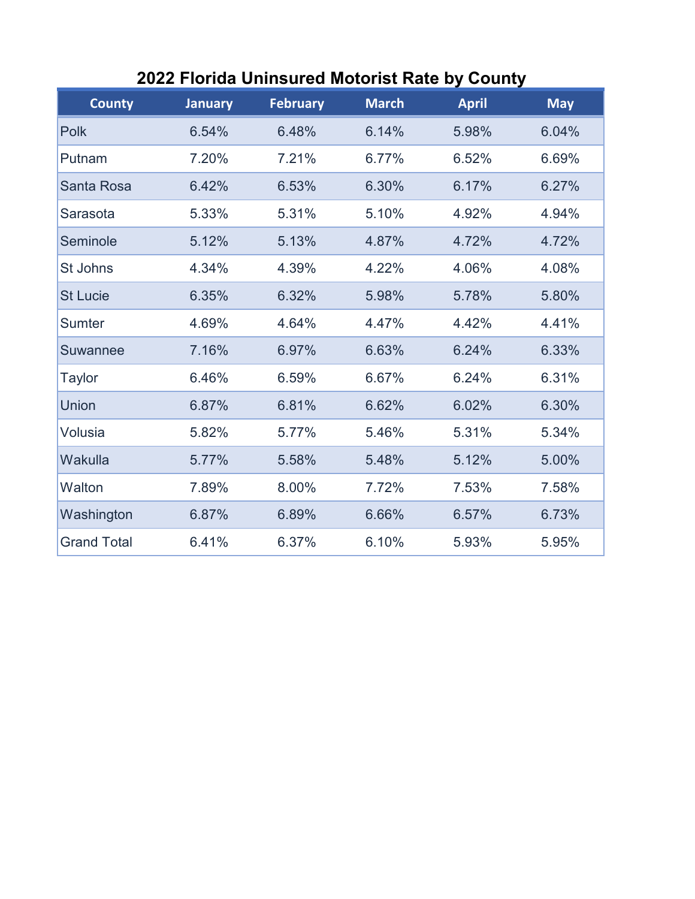## 2022 Florida Uninsured Motorist Rate by County

| County | January | February | March | April | May |
|---|---|---|---|---|---|
| Polk | 6.54% | 6.48% | 6.14% | 5.98% | 6.04% |
| Putnam | 7.20% | 7.21% | 6.77% | 6.52% | 6.69% |
| Santa Rosa | 6.42% | 6.53% | 6.30% | 6.17% | 6.27% |
| Sarasota | 5.33% | 5.31% | 5.10% | 4.92% | 4.94% |
| Seminole | 5.12% | 5.13% | 4.87% | 4.72% | 4.72% |
| St Johns | 4.34% | 4.39% | 4.22% | 4.06% | 4.08% |
| St Lucie | 6.35% | 6.32% | 5.98% | 5.78% | 5.80% |
| Sumter | 4.69% | 4.64% | 4.47% | 4.42% | 4.41% |
| Suwannee | 7.16% | 6.97% | 6.63% | 6.24% | 6.33% |
| Taylor | 6.46% | 6.59% | 6.67% | 6.24% | 6.31% |
| Union | 6.87% | 6.81% | 6.62% | 6.02% | 6.30% |
| Volusia | 5.82% | 5.77% | 5.46% | 5.31% | 5.34% |
| Wakulla | 5.77% | 5.58% | 5.48% | 5.12% | 5.00% |
| Walton | 7.89% | 8.00% | 7.72% | 7.53% | 7.58% |
| Washington | 6.87% | 6.89% | 6.66% | 6.57% | 6.73% |
| Grand Total | 6.41% | 6.37% | 6.10% | 5.93% | 5.95% |